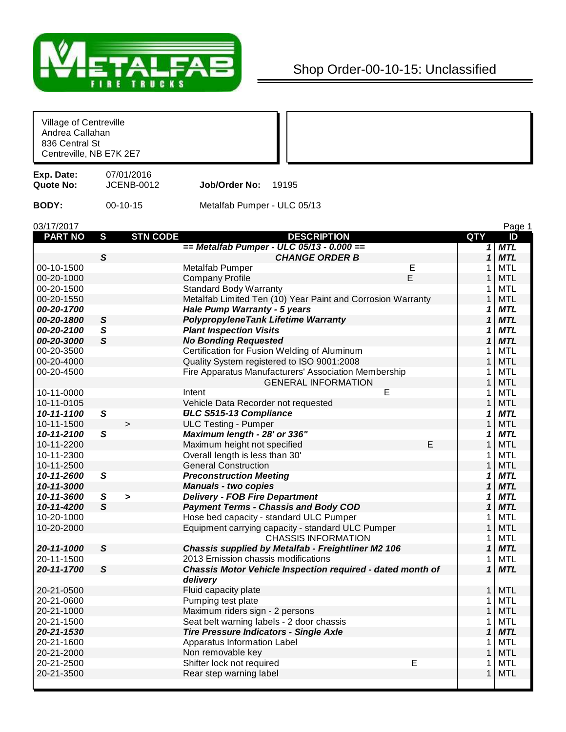METALFAB FIRE TRUCKS

# Shop Order-00-10-15: Unclassified

Village of Centreville
Andrea Callahan
836 Central St
Centreville, NB E7K 2E7

**Exp. Date:** 07/01/2016
**Quote No:** JCENB-0012 **Job/Order No:** 19195

**BODY:** 00-10-15 Metalfab Pumper - ULC 05/13

03/17/2017

| PART NO | S | STN CODE | DESCRIPTION | | QTY | ID |
|---|---|---|---|---|---|---|
| | | | ***== Metalfab Pumper - ULC 05/13 - 0.000 ==*** | | ***1*** | ***MTL*** |
| | ***S*** | | ***CHANGE ORDER B*** | | ***1*** | ***MTL*** |
| 00-10-1500 | | | Metalfab Pumper | E | 1 | MTL |
| 00-20-1000 | | | Company Profile | E | 1 | MTL |
| 00-20-1500 | | | Standard Body Warranty | | 1 | MTL |
| 00-20-1550 | | | Metalfab Limited Ten (10) Year Paint and Corrosion Warranty | | 1 | MTL |
| ***00-20-1700*** | | | ***Hale Pump Warranty - 5 years*** | | ***1*** | ***MTL*** |
| ***00-20-1800*** | ***S*** | | ***PolypropyleneTank Lifetime Warranty*** | | ***1*** | ***MTL*** |
| ***00-20-2100*** | ***S*** | | ***Plant Inspection Visits*** | | ***1*** | ***MTL*** |
| ***00-20-3000*** | ***S*** | | ***No Bonding Requested*** | | ***1*** | ***MTL*** |
| 00-20-3500 | | | Certification for Fusion Welding of Aluminum | | 1 | MTL |
| 00-20-4000 | | | Quality System registered to ISO 9001:2008 | | 1 | MTL |
| 00-20-4500 | | | Fire Apparatus Manufacturers' Association Membership | | 1 | MTL |
| | | | GENERAL INFORMATION | | 1 | MTL |
| 10-11-0000 | | | Intent | E | 1 | MTL |
| 10-11-0105 | | | Vehicle Data Recorder not requested | | 1 | MTL |
| ***10-11-1100*** | ***S*** | | ***ULC S515-13 Compliance*** | | ***1*** | ***MTL*** |
| 10-11-1500 | | > | ULC Testing - Pumper | | 1 | MTL |
| ***10-11-2100*** | ***S*** | | ***Maximum length - 28' or 336"*** | | ***1*** | ***MTL*** |
| 10-11-2200 | | | Maximum height not specified | E | 1 | MTL |
| 10-11-2300 | | | Overall length is less than 30' | | 1 | MTL |
| 10-11-2500 | | | General Construction | | 1 | MTL |
| ***10-11-2600*** | ***S*** | | ***Preconstruction Meeting*** | | ***1*** | ***MTL*** |
| ***10-11-3000*** | | | ***Manuals - two copies*** | | ***1*** | ***MTL*** |
| ***10-11-3600*** | ***S*** | ***>*** | ***Delivery - FOB Fire Department*** | | ***1*** | ***MTL*** |
| ***10-11-4200*** | ***S*** | | ***Payment Terms - Chassis and Body COD*** | | ***1*** | ***MTL*** |
| 10-20-1000 | | | Hose bed capacity - standard ULC Pumper | | 1 | MTL |
| 10-20-2000 | | | Equipment carrying capacity - standard ULC Pumper | | 1 | MTL |
| | | | CHASSIS INFORMATION | | 1 | MTL |
| ***20-11-1000*** | ***S*** | | ***Chassis supplied by Metalfab - Freightliner M2 106*** | | ***1*** | ***MTL*** |
| 20-11-1500 | | | 2013 Emission chassis modifications | | 1 | MTL |
| ***20-11-1700*** | ***S*** | | ***Chassis Motor Vehicle Inspection required - dated month of delivery*** | | ***1*** | ***MTL*** |
| 20-21-0500 | | | Fluid capacity plate | | 1 | MTL |
| 20-21-0600 | | | Pumping test plate | | 1 | MTL |
| 20-21-1000 | | | Maximum riders sign - 2 persons | | 1 | MTL |
| 20-21-1500 | | | Seat belt warning labels - 2 door chassis | | 1 | MTL |
| ***20-21-1530*** | | | ***Tire Pressure Indicators - Single Axle*** | | ***1*** | ***MTL*** |
| 20-21-1600 | | | Apparatus Information Label | | 1 | MTL |
| 20-21-2000 | | | Non removable key | | 1 | MTL |
| 20-21-2500 | | | Shifter lock not required | E | 1 | MTL |
| 20-21-3500 | | | Rear step warning label | | 1 | MTL |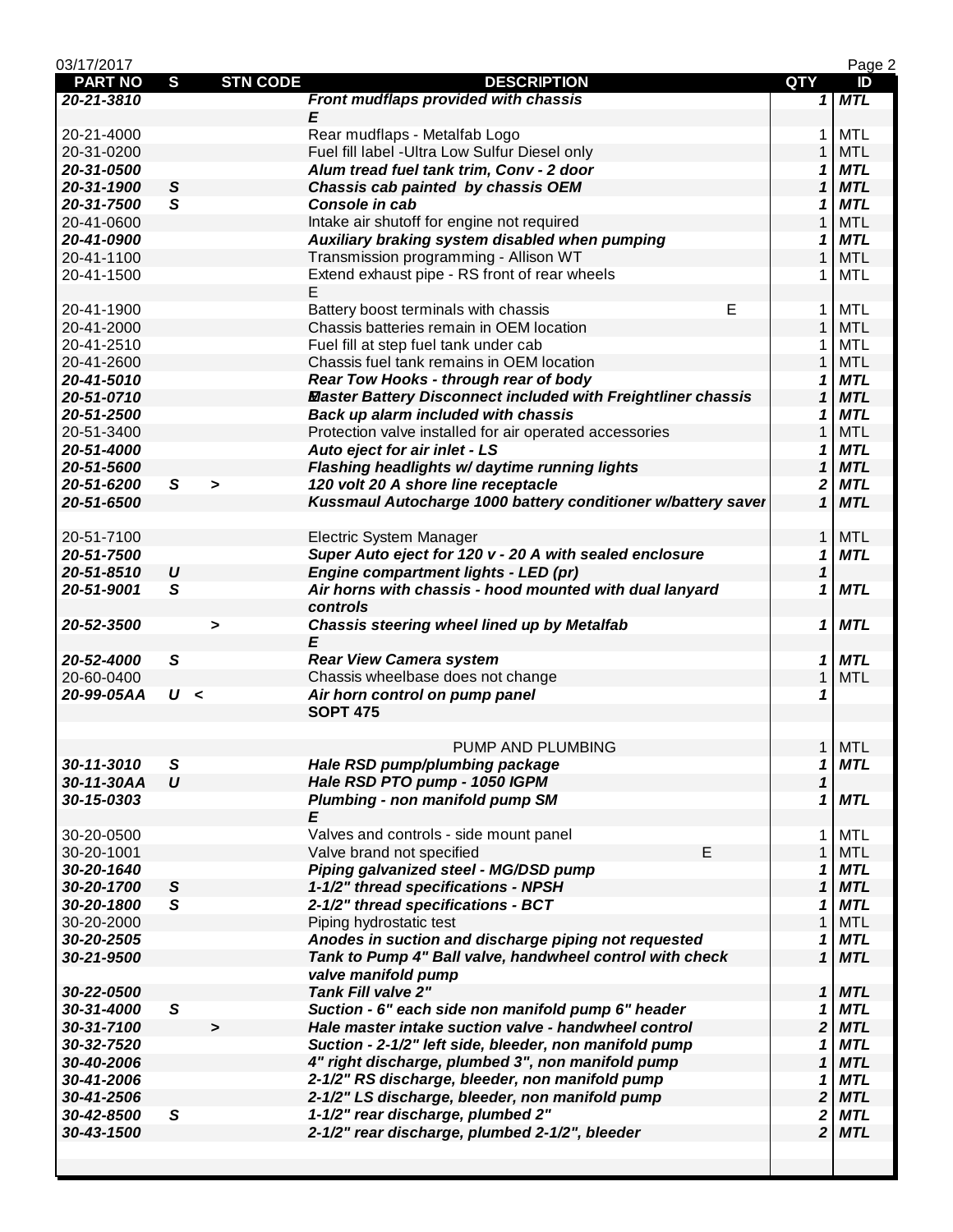| PART NO | S | STN CODE | DESCRIPTION | QTY | ID |
|---|---|---|---|---|---|
| ***20-21-3810*** | | | ***Front mudflaps provided with chassis*** | ***1*** | ***MTL*** |
| | | | ***E*** | | |
| 20-21-4000 | | | Rear mudflaps - Metalfab Logo | 1 | MTL |
| 20-31-0200 | | | Fuel fill label -Ultra Low Sulfur Diesel only | 1 | MTL |
| ***20-31-0500*** | | | ***Alum tread fuel tank trim, Conv - 2 door*** | ***1*** | ***MTL*** |
| ***20-31-1900*** | ***S*** | | ***Chassis cab painted by chassis OEM*** | ***1*** | ***MTL*** |
| ***20-31-7500*** | ***S*** | | ***Console in cab*** | ***1*** | ***MTL*** |
| 20-41-0600 | | | Intake air shutoff for engine not required | 1 | MTL |
| ***20-41-0900*** | | | ***Auxiliary braking system disabled when pumping*** | ***1*** | ***MTL*** |
| 20-41-1100 | | | Transmission programming - Allison WT | 1 | MTL |
| 20-41-1500 | | | Extend exhaust pipe - RS front of rear wheels | 1 | MTL |
| | | | E | | |
| 20-41-1900 | | | Battery boost terminals with chassis E | 1 | MTL |
| 20-41-2000 | | | Chassis batteries remain in OEM location | 1 | MTL |
| 20-41-2510 | | | Fuel fill at step fuel tank under cab | 1 | MTL |
| 20-41-2600 | | | Chassis fuel tank remains in OEM location | 1 | MTL |
| ***20-41-5010*** | | | ***Rear Tow Hooks - through rear of body*** | ***1*** | ***MTL*** |
| ***20-51-0710*** | | | ***Master Battery Disconnect included with Freightliner chassis*** | ***1*** | ***MTL*** |
| ***20-51-2500*** | | | ***Back up alarm included with chassis*** | ***1*** | ***MTL*** |
| 20-51-3400 | | | Protection valve installed for air operated accessories | 1 | MTL |
| ***20-51-4000*** | | | ***Auto eject for air inlet - LS*** | ***1*** | ***MTL*** |
| ***20-51-5600*** | | | ***Flashing headlights w/ daytime running lights*** | ***1*** | ***MTL*** |
| ***20-51-6200*** | ***S*** | ***>*** | ***120 volt 20 A shore line receptacle*** | ***2*** | ***MTL*** |
| ***20-51-6500*** | | | ***Kussmaul Autocharge 1000 battery conditioner w/battery saver*** | ***1*** | ***MTL*** |
| 20-51-7100 | | | Electric System Manager | 1 | MTL |
| ***20-51-7500*** | | | ***Super Auto eject for 120 v - 20 A with sealed enclosure*** | ***1*** | ***MTL*** |
| ***20-51-8510*** | ***U*** | | ***Engine compartment lights - LED (pr)*** | ***1*** | |
| ***20-51-9001*** | ***S*** | | ***Air horns with chassis - hood mounted with dual lanyard controls*** | ***1*** | ***MTL*** |
| ***20-52-3500*** | | ***>*** | ***Chassis steering wheel lined up by Metalfab*** | ***1*** | ***MTL*** |
| | | | ***E*** | | |
| ***20-52-4000*** | ***S*** | | ***Rear View Camera system*** | ***1*** | ***MTL*** |
| 20-60-0400 | | | Chassis wheelbase does not change | 1 | MTL |
| ***20-99-05AA*** | ***U*** | ***<*** | ***Air horn control on pump panel*** | ***1*** | |
| | | | **SOPT 475** | | |
| | | | PUMP AND PLUMBING | 1 | MTL |
| ***30-11-3010*** | ***S*** | | ***Hale RSD pump/plumbing package*** | ***1*** | ***MTL*** |
| ***30-11-30AA*** | ***U*** | | ***Hale RSD PTO pump - 1050 IGPM*** | ***1*** | |
| ***30-15-0303*** | | | ***Plumbing - non manifold pump SM*** | ***1*** | ***MTL*** |
| | | | ***E*** | | |
| 30-20-0500 | | | Valves and controls - side mount panel | 1 | MTL |
| 30-20-1001 | | | Valve brand not specified E | 1 | MTL |
| ***30-20-1640*** | | | ***Piping galvanized steel - MG/DSD pump*** | ***1*** | ***MTL*** |
| ***30-20-1700*** | ***S*** | | ***1-1/2" thread specifications - NPSH*** | ***1*** | ***MTL*** |
| ***30-20-1800*** | ***S*** | | ***2-1/2" thread specifications - BCT*** | ***1*** | ***MTL*** |
| 30-20-2000 | | | Piping hydrostatic test | 1 | MTL |
| ***30-20-2505*** | | | ***Anodes in suction and discharge piping not requested*** | ***1*** | ***MTL*** |
| ***30-21-9500*** | | | ***Tank to Pump 4" Ball valve, handwheel control with check valve manifold pump*** | ***1*** | ***MTL*** |
| ***30-22-0500*** | | | ***Tank Fill valve 2"*** | ***1*** | ***MTL*** |
| ***30-31-4000*** | ***S*** | | ***Suction - 6" each side non manifold pump 6" header*** | ***1*** | ***MTL*** |
| ***30-31-7100*** | | ***>*** | ***Hale master intake suction valve - handwheel control*** | ***2*** | ***MTL*** |
| ***30-32-7520*** | | | ***Suction - 2-1/2" left side, bleeder, non manifold pump*** | ***1*** | ***MTL*** |
| ***30-40-2006*** | | | ***4" right discharge, plumbed 3", non manifold pump*** | ***1*** | ***MTL*** |
| ***30-41-2006*** | | | ***2-1/2" RS discharge, bleeder, non manifold pump*** | ***1*** | ***MTL*** |
| ***30-41-2506*** | | | ***2-1/2" LS discharge, bleeder, non manifold pump*** | ***2*** | ***MTL*** |
| ***30-42-8500*** | ***S*** | | ***1-1/2" rear discharge, plumbed 2"*** | ***2*** | ***MTL*** |
| ***30-43-1500*** | | | ***2-1/2" rear discharge, plumbed 2-1/2", bleeder*** | ***2*** | ***MTL*** |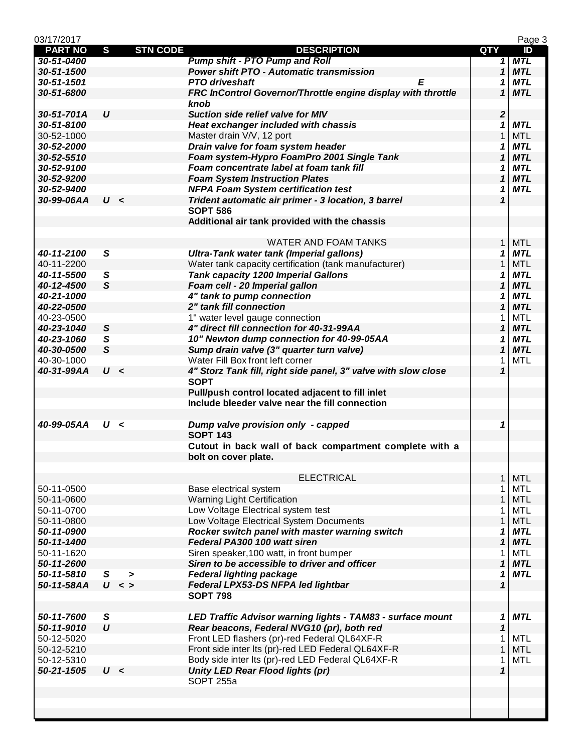| PART NO | S | STN CODE | DESCRIPTION | QTY | ID |
|---|---|---|---|---|---|
| ***30-51-0400*** | | | ***Pump shift - PTO Pump and Roll*** | ***1*** | ***MTL*** |
| ***30-51-1500*** | | | ***Power shift PTO - Automatic transmission*** | ***1*** | ***MTL*** |
| ***30-51-1501*** | | | ***PTO driveshaft E*** | ***1*** | ***MTL*** |
| ***30-51-6800*** | | | ***FRC InControl Governor/Throttle engine display with throttle knob*** | ***1*** | ***MTL*** |
| ***30-51-701A*** | ***U*** | | ***Suction side relief valve for MIV*** | ***2*** | |
| ***30-51-8100*** | | | ***Heat exchanger included with chassis*** | ***1*** | ***MTL*** |
| 30-52-1000 | | | Master drain V/V, 12 port | 1 | MTL |
| ***30-52-2000*** | | | ***Drain valve for foam system header*** | ***1*** | ***MTL*** |
| ***30-52-5510*** | | | ***Foam system-Hypro FoamPro 2001 Single Tank*** | ***1*** | ***MTL*** |
| ***30-52-9100*** | | | ***Foam concentrate label at foam tank fill*** | ***1*** | ***MTL*** |
| ***30-52-9200*** | | | ***Foam System Instruction Plates*** | ***1*** | ***MTL*** |
| ***30-52-9400*** | | | ***NFPA Foam System certification test*** | ***1*** | ***MTL*** |
| ***30-99-06AA*** | ***U*** | ***<*** | ***Trident automatic air primer - 3 location, 3 barrel*** | ***1*** | |
| | | | **SOPT 586** | | |
| | | | **Additional air tank provided with the chassis** | | |
| | | | | | |
| | | | WATER AND FOAM TANKS | 1 | MTL |
| ***40-11-2100*** | ***S*** | | ***Ultra-Tank water tank (Imperial gallons)*** | ***1*** | ***MTL*** |
| 40-11-2200 | | | Water tank capacity certification (tank manufacturer) | 1 | MTL |
| ***40-11-5500*** | ***S*** | | ***Tank capacity 1200 Imperial Gallons*** | ***1*** | ***MTL*** |
| ***40-12-4500*** | ***S*** | | ***Foam cell - 20 Imperial gallon*** | ***1*** | ***MTL*** |
| ***40-21-1000*** | | | ***4" tank to pump connection*** | ***1*** | ***MTL*** |
| ***40-22-0500*** | | | ***2" tank fill connection*** | ***1*** | ***MTL*** |
| 40-23-0500 | | | 1" water level gauge connection | 1 | MTL |
| ***40-23-1040*** | ***S*** | | ***4" direct fill connection for 40-31-99AA*** | ***1*** | ***MTL*** |
| ***40-23-1060*** | ***S*** | | ***10" Newton dump connection for 40-99-05AA*** | ***1*** | ***MTL*** |
| ***40-30-0500*** | ***S*** | | ***Sump drain valve (3" quarter turn valve)*** | ***1*** | ***MTL*** |
| 40-30-1000 | | | Water Fill Box front left corner | 1 | MTL |
| ***40-31-99AA*** | ***U*** | ***<*** | ***4" Storz Tank fill, right side panel, 3" valve with slow close*** | ***1*** | |
| | | | **SOPT** | | |
| | | | **Pull/push control located adjacent to fill inlet** | | |
| | | | **Include bleeder valve near the fill connection** | | |
| | | | | | |
| ***40-99-05AA*** | ***U*** | ***<*** | ***Dump valve provision only - capped*** | ***1*** | |
| | | | **SOPT 143** | | |
| | | | **Cutout in back wall of back compartment complete with a bolt on cover plate.** | | |
| | | | | | |
| | | | ELECTRICAL | 1 | MTL |
| 50-11-0500 | | | Base electrical system | 1 | MTL |
| 50-11-0600 | | | Warning Light Certification | 1 | MTL |
| 50-11-0700 | | | Low Voltage Electrical system test | 1 | MTL |
| 50-11-0800 | | | Low Voltage Electrical System Documents | 1 | MTL |
| ***50-11-0900*** | | | ***Rocker switch panel with master warning switch*** | ***1*** | ***MTL*** |
| ***50-11-1400*** | | | ***Federal PA300 100 watt siren*** | ***1*** | ***MTL*** |
| 50-11-1620 | | | Siren speaker,100 watt, in front bumper | 1 | MTL |
| ***50-11-2600*** | | | ***Siren to be accessible to driver and officer*** | ***1*** | ***MTL*** |
| ***50-11-5810*** | ***S*** | ***>*** | ***Federal lighting package*** | ***1*** | ***MTL*** |
| ***50-11-58AA*** | ***U*** | ***< >*** | ***Federal LPX53-DS NFPA led lightbar*** | ***1*** | |
| | | | **SOPT 798** | | |
| | | | | | |
| ***50-11-7600*** | ***S*** | | ***LED Traffic Advisor warning lights - TAM83 - surface mount*** | ***1*** | ***MTL*** |
| ***50-11-9010*** | ***U*** | | ***Rear beacons, Federal NVG10 (pr), both red*** | ***1*** | |
| 50-12-5020 | | | Front LED flashers (pr)-red Federal QL64XF-R | 1 | MTL |
| 50-12-5210 | | | Front side inter lts (pr)-red LED Federal QL64XF-R | 1 | MTL |
| 50-12-5310 | | | Body side inter lts (pr)-red LED Federal QL64XF-R | 1 | MTL |
| ***50-21-1505*** | ***U*** | ***<*** | ***Unity LED Rear Flood lights (pr)*** | ***1*** | |
| | | | SOPT 255a | | |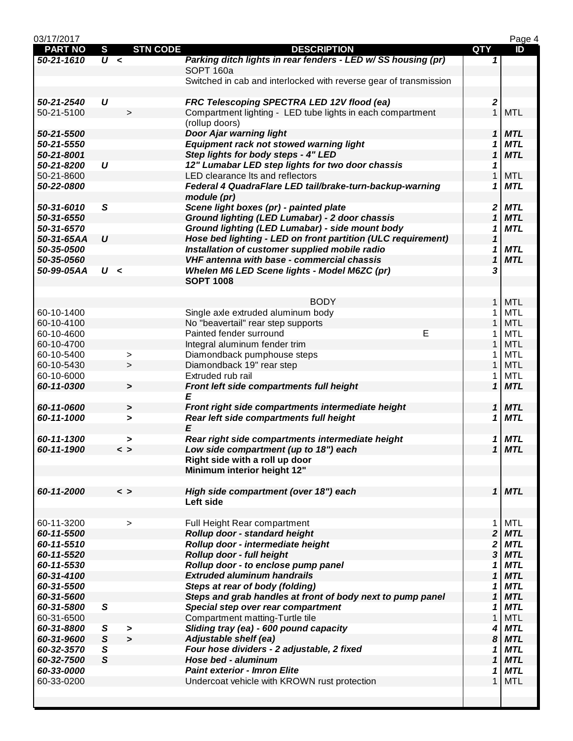| PART NO | S | STN CODE | DESCRIPTION | QTY | ID |
|---|---|---|---|---|---|
| ***50-21-1610*** | ***U*** | ***<*** | ***Parking ditch lights in rear fenders - LED w/ SS housing (pr)*** | ***1*** | |
| | | | SOPT 160a | | |
| | | | Switched in cab and interlocked with reverse gear of transmission | | |
| | | | | | |
| ***50-21-2540*** | ***U*** | | ***FRC Telescoping SPECTRA LED 12V flood (ea)*** | ***2*** | |
| 50-21-5100 | | > | Compartment lighting - LED tube lights in each compartment (rollup doors) | 1 | MTL |
| ***50-21-5500*** | | | ***Door Ajar warning light*** | ***1*** | ***MTL*** |
| ***50-21-5550*** | | | ***Equipment rack not stowed warning light*** | ***1*** | ***MTL*** |
| ***50-21-8001*** | | | ***Step lights for body steps - 4" LED*** | ***1*** | ***MTL*** |
| ***50-21-8200*** | ***U*** | | ***12" Lumabar LED step lights for two door chassis*** | ***1*** | |
| 50-21-8600 | | | LED clearance lts and reflectors | 1 | MTL |
| ***50-22-0800*** | | | ***Federal 4 QuadraFlare LED tail/brake-turn-backup-warning module (pr)*** | ***1*** | ***MTL*** |
| ***50-31-6010*** | ***S*** | | ***Scene light boxes (pr) - painted plate*** | ***2*** | ***MTL*** |
| ***50-31-6550*** | | | ***Ground lighting (LED Lumabar) - 2 door chassis*** | ***1*** | ***MTL*** |
| ***50-31-6570*** | | | ***Ground lighting (LED Lumabar) - side mount body*** | ***1*** | ***MTL*** |
| ***50-31-65AA*** | ***U*** | | ***Hose bed lighting - LED on front partition (ULC requirement)*** | ***1*** | |
| ***50-35-0500*** | | | ***Installation of customer supplied mobile radio*** | ***1*** | ***MTL*** |
| ***50-35-0560*** | | | ***VHF antenna with base - commercial chassis*** | ***1*** | ***MTL*** |
| ***50-99-05AA*** | ***U*** | ***<*** | ***Whelen M6 LED Scene lights - Model M6ZC (pr)*** | ***3*** | |
| | | | **SOPT 1008** | | |
| | | | | | |
| | | | BODY | 1 | MTL |
| 60-10-1400 | | | Single axle extruded aluminum body | 1 | MTL |
| 60-10-4100 | | | No "beavertail" rear step supports | 1 | MTL |
| 60-10-4600 | | | Painted fender surround E | 1 | MTL |
| 60-10-4700 | | | Integral aluminum fender trim | 1 | MTL |
| 60-10-5400 | | > | Diamondback pumphouse steps | 1 | MTL |
| 60-10-5430 | | > | Diamondback 19" rear step | 1 | MTL |
| 60-10-6000 | | | Extruded rub rail | 1 | MTL |
| ***60-11-0300*** | | ***>*** | ***Front left side compartments full height*** | ***1*** | ***MTL*** |
| | | | ***E*** | | |
| ***60-11-0600*** | | ***>*** | ***Front right side compartments intermediate height*** | ***1*** | ***MTL*** |
| ***60-11-1000*** | | ***>*** | ***Rear left side compartments full height*** | ***1*** | ***MTL*** |
| | | | ***E*** | | |
| ***60-11-1300*** | | ***>*** | ***Rear right side compartments intermediate height*** | ***1*** | ***MTL*** |
| ***60-11-1900*** | | ***< >*** | ***Low side compartment (up to 18") each*** | ***1*** | ***MTL*** |
| | | | **Right side with a roll up door** | | |
| | | | **Minimum interior height 12"** | | |
| | | | | | |
| ***60-11-2000*** | | ***< >*** | ***High side compartment (over 18") each*** | ***1*** | ***MTL*** |
| | | | **Left side** | | |
| | | | | | |
| 60-11-3200 | | > | Full Height Rear compartment | 1 | MTL |
| ***60-11-5500*** | | | ***Rollup door - standard height*** | ***2*** | ***MTL*** |
| ***60-11-5510*** | | | ***Rollup door - intermediate height*** | ***2*** | ***MTL*** |
| ***60-11-5520*** | | | ***Rollup door - full height*** | ***3*** | ***MTL*** |
| ***60-11-5530*** | | | ***Rollup door - to enclose pump panel*** | ***1*** | ***MTL*** |
| ***60-31-4100*** | | | ***Extruded aluminum handrails*** | ***1*** | ***MTL*** |
| ***60-31-5500*** | | | ***Steps at rear of body (folding)*** | ***1*** | ***MTL*** |
| ***60-31-5600*** | | | ***Steps and grab handles at front of body next to pump panel*** | ***1*** | ***MTL*** |
| ***60-31-5800*** | ***S*** | | ***Special step over rear compartment*** | ***1*** | ***MTL*** |
| 60-31-6500 | | | Compartment matting-Turtle tile | 1 | MTL |
| ***60-31-8800*** | ***S*** | ***>*** | ***Sliding tray (ea) - 600 pound capacity*** | ***4*** | ***MTL*** |
| ***60-31-9600*** | ***S*** | ***>*** | ***Adjustable shelf (ea)*** | ***8*** | ***MTL*** |
| ***60-32-3570*** | ***S*** | | ***Four hose dividers - 2 adjustable, 2 fixed*** | ***1*** | ***MTL*** |
| ***60-32-7500*** | ***S*** | | ***Hose bed - aluminum*** | ***1*** | ***MTL*** |
| ***60-33-0000*** | | | ***Paint exterior - Imron Elite*** | ***1*** | ***MTL*** |
| 60-33-0200 | | | Undercoat vehicle with KROWN rust protection | 1 | MTL |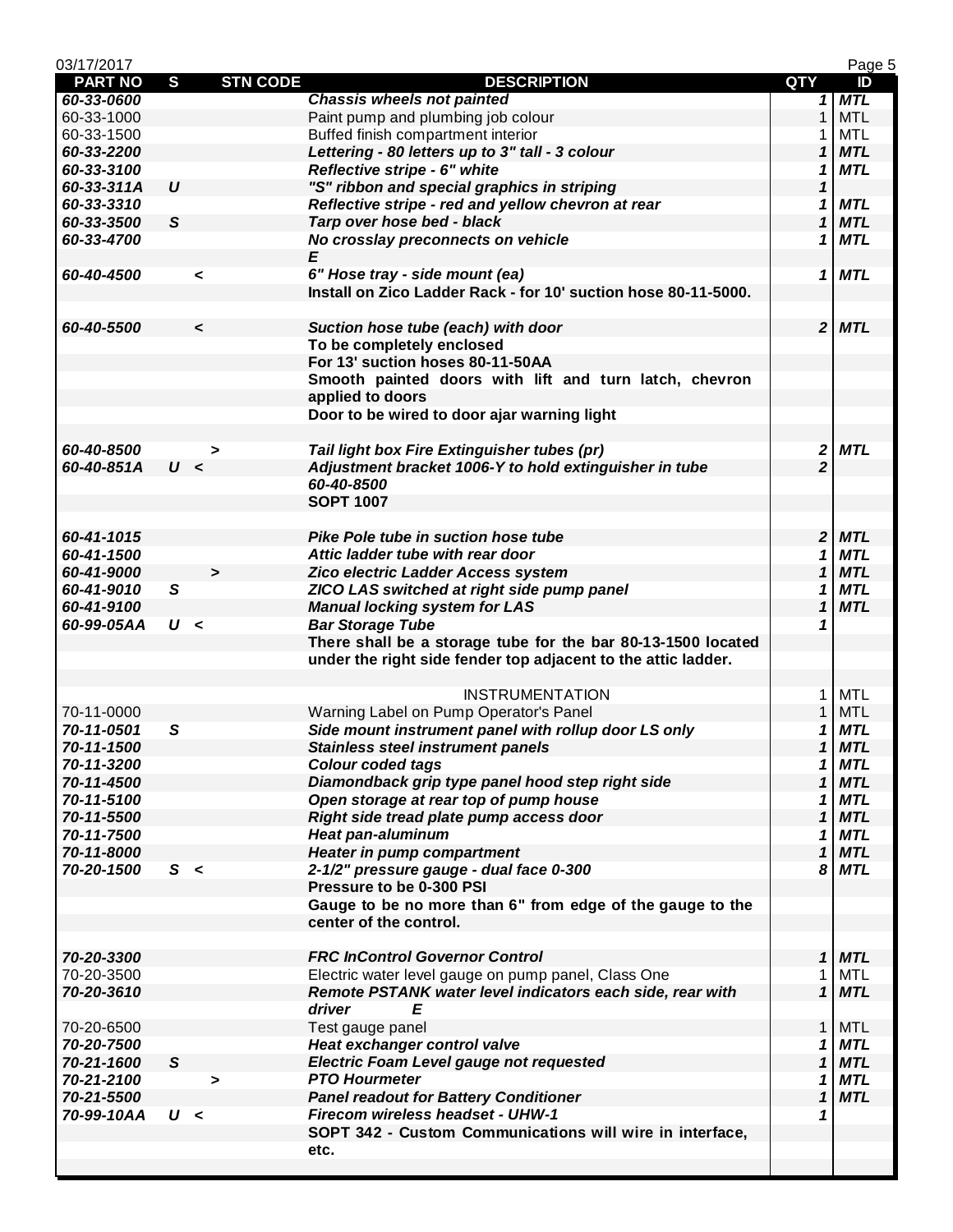| PART NO | S | STN CODE | DESCRIPTION | QTY | ID |
|---|---|---|---|---|---|
| *60-33-0600* | | | ***Chassis wheels not painted*** | *1* | *MTL* |
| 60-33-1000 | | | Paint pump and plumbing job colour | 1 | MTL |
| 60-33-1500 | | | Buffed finish compartment interior | 1 | MTL |
| *60-33-2200* | | | ***Lettering - 80 letters up to 3" tall - 3 colour*** | *1* | *MTL* |
| *60-33-3100* | | | ***Reflective stripe - 6" white*** | *1* | *MTL* |
| *60-33-311A* | *U* | | ***"S" ribbon and special graphics in striping*** | *1* | |
| *60-33-3310* | | | ***Reflective stripe - red and yellow chevron at rear*** | *1* | *MTL* |
| *60-33-3500* | *S* | | ***Tarp over hose bed - black*** | *1* | *MTL* |
| *60-33-4700* | | | ***No crosslay preconnects on vehicle*** | *1* | *MTL* |
| | | | ***E*** | | |
| *60-40-4500* | | *<* | ***6" Hose tray - side mount (ea)*** | *1* | *MTL* |
| | | | **Install on Zico Ladder Rack - for 10' suction hose 80-11-5000.** | | |
| | | | | | |
| *60-40-5500* | | *<* | ***Suction hose tube (each) with door*** | *2* | *MTL* |
| | | | **To be completely enclosed** | | |
| | | | **For 13' suction hoses 80-11-50AA** | | |
| | | | **Smooth painted doors with lift and turn latch, chevron applied to doors** | | |
| | | | **Door to be wired to door ajar warning light** | | |
| | | | | | |
| *60-40-8500* | | *>* | ***Tail light box Fire Extinguisher tubes (pr)*** | *2* | *MTL* |
| *60-40-851A* | *U* | *<* | ***Adjustment bracket 1006-Y to hold extinguisher in tube*** | *2* | |
| | | | ***60-40-8500*** | | |
| | | | **SOPT 1007** | | |
| | | | | | |
| *60-41-1015* | | | ***Pike Pole tube in suction hose tube*** | *2* | *MTL* |
| *60-41-1500* | | | ***Attic ladder tube with rear door*** | *1* | *MTL* |
| *60-41-9000* | | *>* | ***Zico electric Ladder Access system*** | *1* | *MTL* |
| *60-41-9010* | *S* | | ***ZICO LAS switched at right side pump panel*** | *1* | *MTL* |
| *60-41-9100* | | | ***Manual locking system for LAS*** | *1* | *MTL* |
| *60-99-05AA* | *U* | *<* | ***Bar Storage Tube*** | *1* | |
| | | | **There shall be a storage tube for the bar 80-13-1500 located under the right side fender top adjacent to the attic ladder.** | | |
| | | | | | |
| | | | INSTRUMENTATION | 1 | MTL |
| 70-11-0000 | | | Warning Label on Pump Operator's Panel | 1 | MTL |
| *70-11-0501* | *S* | | ***Side mount instrument panel with rollup door LS only*** | *1* | *MTL* |
| *70-11-1500* | | | ***Stainless steel instrument panels*** | *1* | *MTL* |
| *70-11-3200* | | | ***Colour coded tags*** | *1* | *MTL* |
| *70-11-4500* | | | ***Diamondback grip type panel hood step right side*** | *1* | *MTL* |
| *70-11-5100* | | | ***Open storage at rear top of pump house*** | *1* | *MTL* |
| *70-11-5500* | | | ***Right side tread plate pump access door*** | *1* | *MTL* |
| *70-11-7500* | | | ***Heat pan-aluminum*** | *1* | *MTL* |
| *70-11-8000* | | | ***Heater in pump compartment*** | *1* | *MTL* |
| *70-20-1500* | *S* | *<* | ***2-1/2" pressure gauge - dual face 0-300*** | *8* | *MTL* |
| | | | **Pressure to be 0-300 PSI** | | |
| | | | **Gauge to be no more than 6" from edge of the gauge to the center of the control.** | | |
| | | | | | |
| *70-20-3300* | | | ***FRC InControl Governor Control*** | *1* | *MTL* |
| 70-20-3500 | | | Electric water level gauge on pump panel, Class One | 1 | MTL |
| *70-20-3610* | | | ***Remote PSTANK water level indicators each side, rear with driver E*** | *1* | *MTL* |
| 70-20-6500 | | | Test gauge panel | 1 | MTL |
| *70-20-7500* | | | ***Heat exchanger control valve*** | *1* | *MTL* |
| *70-21-1600* | *S* | | ***Electric Foam Level gauge not requested*** | *1* | *MTL* |
| *70-21-2100* | | *>* | ***PTO Hourmeter*** | *1* | *MTL* |
| *70-21-5500* | | | ***Panel readout for Battery Conditioner*** | *1* | *MTL* |
| *70-99-10AA* | *U* | *<* | ***Firecom wireless headset - UHW-1*** | *1* | |
| | | | **SOPT 342 - Custom Communications will wire in interface, etc.** | | |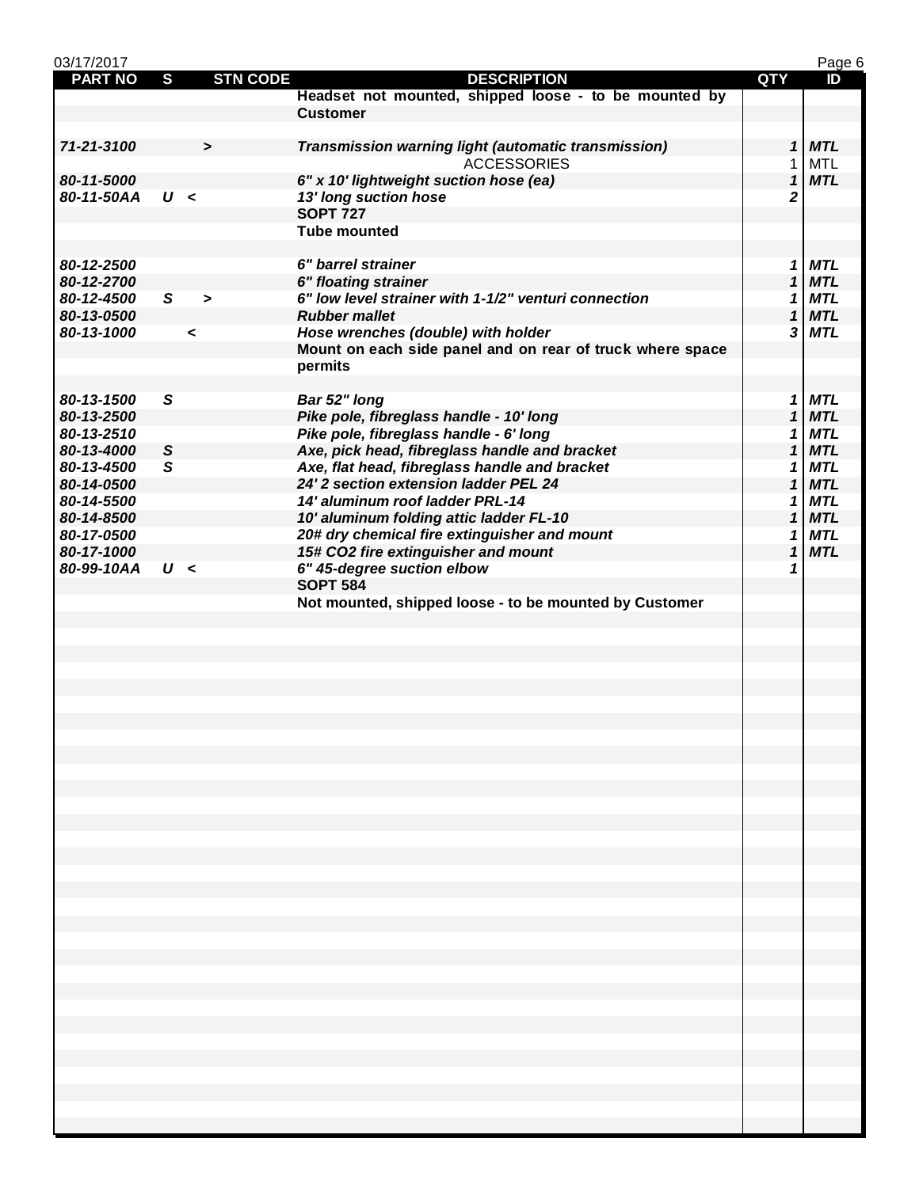| PART NO | S | STN CODE | DESCRIPTION | QTY | ID |
|---|---|---|---|---|---|
| | | | **Headset not mounted, shipped loose - to be mounted by Customer** | | |
| | | | | | |
| ***71-21-3100*** | | **>** | ***Transmission warning light (automatic transmission)*** | ***1*** | ***MTL*** |
| | | | ACCESSORIES | 1 | MTL |
| ***80-11-5000*** | | | ***6" x 10' lightweight suction hose (ea)*** | ***1*** | ***MTL*** |
| ***80-11-50AA*** | ***U*** | **<** | ***13' long suction hose*** | ***2*** | |
| | | | **SOPT 727** | | |
| | | | **Tube mounted** | | |
| | | | | | |
| ***80-12-2500*** | | | ***6" barrel strainer*** | ***1*** | ***MTL*** |
| ***80-12-2700*** | | | ***6" floating strainer*** | ***1*** | ***MTL*** |
| ***80-12-4500*** | ***S*** | **>** | ***6" low level strainer with 1-1/2" venturi connection*** | ***1*** | ***MTL*** |
| ***80-13-0500*** | | | ***Rubber mallet*** | ***1*** | ***MTL*** |
| ***80-13-1000*** | | **<** | ***Hose wrenches (double) with holder*** | ***3*** | ***MTL*** |
| | | | **Mount on each side panel and on rear of truck where space permits** | | |
| | | | | | |
| ***80-13-1500*** | ***S*** | | ***Bar 52" long*** | ***1*** | ***MTL*** |
| ***80-13-2500*** | | | ***Pike pole, fibreglass handle - 10' long*** | ***1*** | ***MTL*** |
| ***80-13-2510*** | | | ***Pike pole, fibreglass handle - 6' long*** | ***1*** | ***MTL*** |
| ***80-13-4000*** | ***S*** | | ***Axe, pick head, fibreglass handle and bracket*** | ***1*** | ***MTL*** |
| ***80-13-4500*** | ***S*** | | ***Axe, flat head, fibreglass handle and bracket*** | ***1*** | ***MTL*** |
| ***80-14-0500*** | | | ***24' 2 section extension ladder PEL 24*** | ***1*** | ***MTL*** |
| ***80-14-5500*** | | | ***14' aluminum roof ladder PRL-14*** | ***1*** | ***MTL*** |
| ***80-14-8500*** | | | ***10' aluminum folding attic ladder FL-10*** | ***1*** | ***MTL*** |
| ***80-17-0500*** | | | ***20# dry chemical fire extinguisher and mount*** | ***1*** | ***MTL*** |
| ***80-17-1000*** | | | ***15# CO2 fire extinguisher and mount*** | ***1*** | ***MTL*** |
| ***80-99-10AA*** | ***U*** | **<** | ***6" 45-degree suction elbow*** | ***1*** | |
| | | | **SOPT 584** | | |
| | | | **Not mounted, shipped loose - to be mounted by Customer** | | |